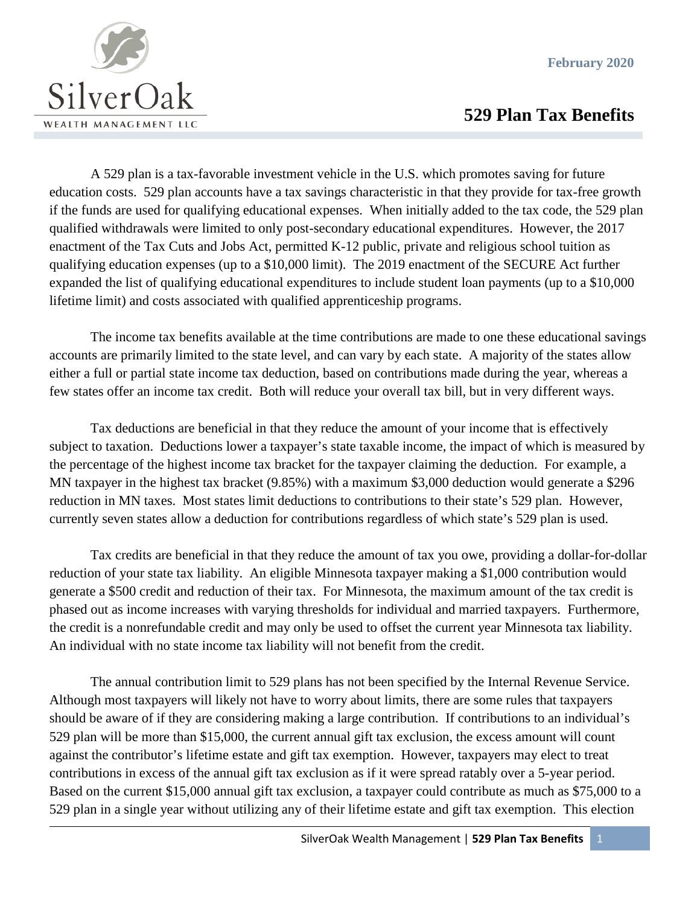SilverOak

WEALTH MANAGEMENT LLC

February 2020

# 529 Plan Tax Benefits

A 529 plan is a tax-favorable investment vehicle in the U.S. which promotes saving for future education costs. 529 plan accounts have a tax savings characteristic in that they provide for tax-free growth if the funds are used for qualifying educational expenses. When initially added to the tax code, the 529 plan qualified withdrawals were limited to only post-secondary educational expenditures. However, the 2017 enactment of the Tax Cuts and Jobs Act, permitted K-12 public, private and religious school tuition as qualifying education expenses (up to a $10,000 limit). The 2019 enactment of the SECURE Act further expanded the list of qualifying educational expenditures to include student loan payments (up to a $10,000 lifetime limit) and costs associated with qualified apprenticeship programs.

The income tax benefits available at the time contributions are made to one these educational savings accounts are primarily limited to the state level, and can vary by each state. A majority of the states allow either a full or partial state income tax deduction, based on contributions made during the year, whereas a few states offer an income tax credit. Both will reduce your overall tax bill, but in very different ways.

Tax deductions are beneficial in that they reduce the amount of your income that is effectively subject to taxation. Deductions lower a taxpayer's state taxable income, the impact of which is measured by the percentage of the highest income tax bracket for the taxpayer claiming the deduction. For example, a MN taxpayer in the highest tax bracket (9.85%) with a maximum $3,000 deduction would generate a $296 reduction in MN taxes. Most states limit deductions to contributions to their state's 529 plan. However, currently seven states allow a deduction for contributions regardless of which state's 529 plan is used.

Tax credits are beneficial in that they reduce the amount of tax you owe, providing a dollar-for-dollar reduction of your state tax liability. An eligible Minnesota taxpayer making a $1,000 contribution would generate a $500 credit and reduction of their tax. For Minnesota, the maximum amount of the tax credit is phased out as income increases with varying thresholds for individual and married taxpayers. Furthermore, the credit is a nonrefundable credit and may only be used to offset the current year Minnesota tax liability. An individual with no state income tax liability will not benefit from the credit.

The annual contribution limit to 529 plans has not been specified by the Internal Revenue Service. Although most taxpayers will likely not have to worry about limits, there are some rules that taxpayers should be aware of if they are considering making a large contribution. If contributions to an individual's 529 plan will be more than $15,000, the current annual gift tax exclusion, the excess amount will count against the contributor's lifetime estate and gift tax exemption. However, taxpayers may elect to treat contributions in excess of the annual gift tax exclusion as if it were spread ratably over a 5-year period. Based on the current $15,000 annual gift tax exclusion, a taxpayer could contribute as much as $75,000 to a 529 plan in a single year without utilizing any of their lifetime estate and gift tax exemption. This election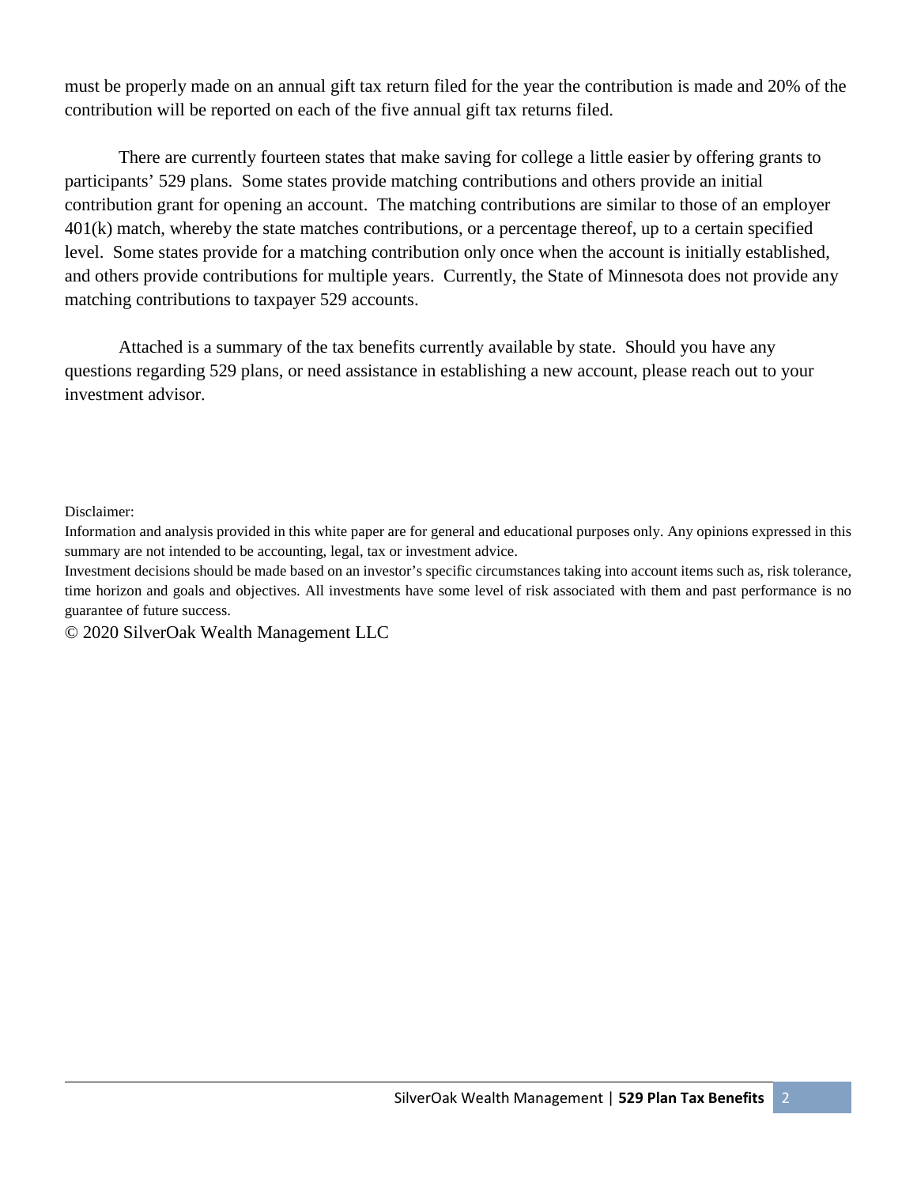must be properly made on an annual gift tax return filed for the year the contribution is made and 20% of the contribution will be reported on each of the five annual gift tax returns filed.

There are currently fourteen states that make saving for college a little easier by offering grants to participants' 529 plans. Some states provide matching contributions and others provide an initial contribution grant for opening an account. The matching contributions are similar to those of an employer 401(k) match, whereby the state matches contributions, or a percentage thereof, up to a certain specified level. Some states provide for a matching contribution only once when the account is initially established, and others provide contributions for multiple years. Currently, the State of Minnesota does not provide any matching contributions to taxpayer 529 accounts.

Attached is a summary of the tax benefits currently available by state. Should you have any questions regarding 529 plans, or need assistance in establishing a new account, please reach out to your investment advisor.

Disclaimer:

Information and analysis provided in this white paper are for general and educational purposes only. Any opinions expressed in this summary are not intended to be accounting, legal, tax or investment advice.

Investment decisions should be made based on an investor's specific circumstances taking into account items such as, risk tolerance, time horizon and goals and objectives. All investments have some level of risk associated with them and past performance is no guarantee of future success.

© 2020 SilverOak Wealth Management LLC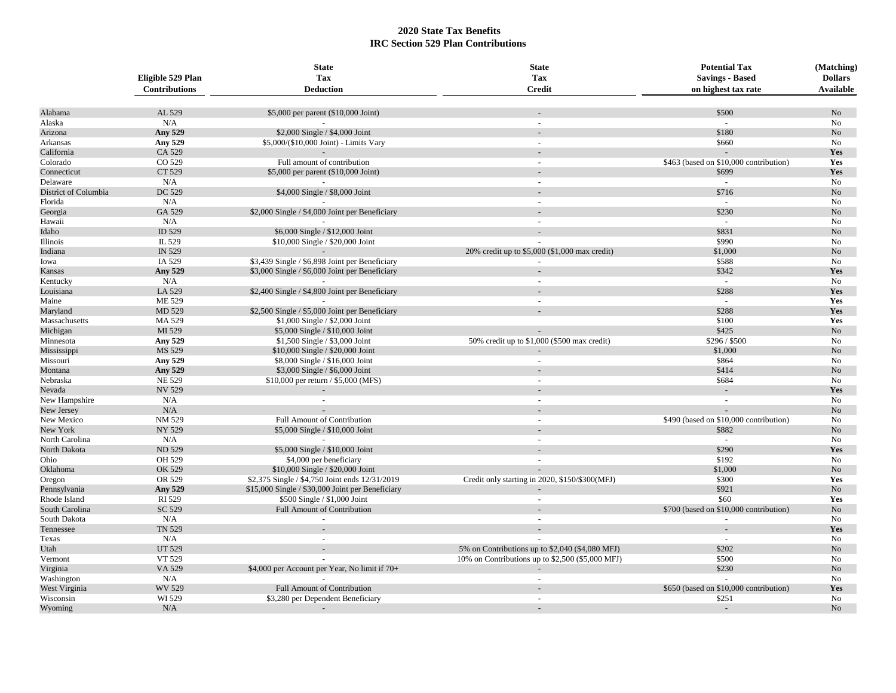# 2020 State Tax Benefits
## IRC Section 529 Plan Contributions

| | Eligible 529 Plan Contributions | State Tax Deduction | State Tax Credit | Potential Tax Savings - Based on highest tax rate | (Matching) Dollars Available |
|---|---|---|---|---|---|
| Alabama | AL 529 | $5,000 per parent ($10,000 Joint) | - | $500 | No |
| Alaska | N/A | - | - | - | No |
| Arizona | **Any 529** | $2,000 Single / $4,000 Joint | - | $180 | No |
| Arkansas | **Any 529** | $5,000/($10,000 Joint) - Limits Vary | - | $660 | No |
| California | CA 529 | - | - | - | **Yes** |
| Colorado | CO 529 | Full amount of contribution | - | $463 (based on $10,000 contribution) | **Yes** |
| Connecticut | CT 529 | $5,000 per parent ($10,000 Joint) | - | $699 | **Yes** |
| Delaware | N/A | - | - | - | No |
| District of Columbia | DC 529 | $4,000 Single / $8,000 Joint | - | $716 | No |
| Florida | N/A | - | - | - | No |
| Georgia | GA 529 | $2,000 Single / $4,000 Joint per Beneficiary | - | $230 | No |
| Hawaii | N/A | - | - | - | No |
| Idaho | ID 529 | $6,000 Single / $12,000 Joint | - | $831 | No |
| Illinois | IL 529 | $10,000 Single / $20,000 Joint | - | $990 | No |
| Indiana | IN 529 | - | 20% credit up to $5,000 ($1,000 max credit) | $1,000 | No |
| Iowa | IA 529 | $3,439 Single / $6,898 Joint per Beneficiary | - | $588 | No |
| Kansas | **Any 529** | $3,000 Single / $6,000 Joint per Beneficiary | - | $342 | **Yes** |
| Kentucky | N/A | - | - | - | No |
| Louisiana | LA 529 | $2,400 Single / $4,800 Joint per Beneficiary | - | $288 | **Yes** |
| Maine | ME 529 | - | - | - | **Yes** |
| Maryland | MD 529 | $2,500 Single / $5,000 Joint per Beneficiary | - | $288 | **Yes** |
| Massachusetts | MA 529 | $1,000 Single / $2,000 Joint | | $100 | **Yes** |
| Michigan | MI 529 | $5,000 Single / $10,000 Joint | - | $425 | No |
| Minnesota | **Any 529** | $1,500 Single / $3,000 Joint | 50% credit up to $1,000 ($500 max credit) | $296 / $500 | No |
| Mississippi | MS 529 | $10,000 Single / $20,000 Joint | - | $1,000 | No |
| Missouri | **Any 529** | $8,000 Single / $16,000 Joint | - | $864 | No |
| Montana | **Any 529** | $3,000 Single / $6,000 Joint | - | $414 | No |
| Nebraska | NE 529 | $10,000 per return / $5,000 (MFS) | - | $684 | No |
| Nevada | NV 529 | - | - | - | **Yes** |
| New Hampshire | N/A | - | - | - | No |
| New Jersey | N/A | - | - | - | No |
| New Mexico | NM 529 | Full Amount of Contribution | - | $490 (based on $10,000 contribution) | No |
| New York | NY 529 | $5,000 Single / $10,000 Joint | - | $882 | No |
| North Carolina | N/A | - | - | - | No |
| North Dakota | ND 529 | $5,000 Single / $10,000 Joint | - | $290 | **Yes** |
| Ohio | OH 529 | $4,000 per beneficiary | - | $192 | No |
| Oklahoma | OK 529 | $10,000 Single / $20,000 Joint | - | $1,000 | No |
| Oregon | OR 529 | $2,375 Single / $4,750 Joint ends 12/31/2019 | Credit only starting in 2020, $150/$300(MFJ) | $300 | **Yes** |
| Pennsylvania | **Any 529** | $15,000 Single / $30,000 Joint per Beneficiary | - | $921 | No |
| Rhode Island | RI 529 | $500 Single / $1,000 Joint | - | $60 | **Yes** |
| South Carolina | SC 529 | Full Amount of Contribution | - | $700 (based on $10,000 contribution) | No |
| South Dakota | N/A | - | - | - | No |
| Tennessee | TN 529 | - | - | - | **Yes** |
| Texas | N/A | - | - | - | No |
| Utah | UT 529 | - | 5% on Contributions up to $2,040 ($4,080 MFJ) | $202 | No |
| Vermont | VT 529 | - | 10% on Contributions up to $2,500 ($5,000 MFJ) | $500 | No |
| Virginia | VA 529 | $4,000 per Account per Year, No limit if 70+ | - | $230 | No |
| Washington | N/A | - | - | - | No |
| West Virginia | WV 529 | Full Amount of Contribution | - | $650 (based on $10,000 contribution) | **Yes** |
| Wisconsin | WI 529 | $3,280 per Dependent Beneficiary | - | $251 | No |
| Wyoming | N/A | - | - | - | No |